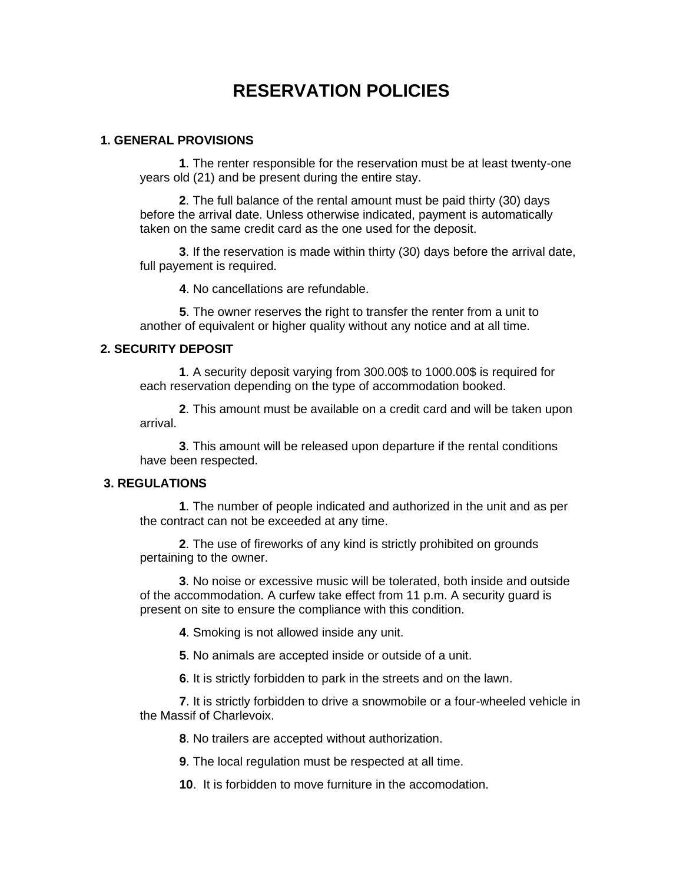# RESERVATION POLICIES

## 1. GENERAL PROVISIONS

**1**. The renter responsible for the reservation must be at least twenty-one years old (21) and be present during the entire stay.

**2**. The full balance of the rental amount must be paid thirty (30) days before the arrival date. Unless otherwise indicated, payment is automatically taken on the same credit card as the one used for the deposit.

**3**. If the reservation is made within thirty (30) days before the arrival date, full payement is required.

**4**. No cancellations are refundable.

**5**. The owner reserves the right to transfer the renter from a unit to another of equivalent or higher quality without any notice and at all time.

## 2. SECURITY DEPOSIT

**1**. A security deposit varying from 300.00$ to 1000.00$ is required for each reservation depending on the type of accommodation booked.

**2**. This amount must be available on a credit card and will be taken upon arrival.

**3**. This amount will be released upon departure if the rental conditions have been respected.

## 3. REGULATIONS

**1**. The number of people indicated and authorized in the unit and as per the contract can not be exceeded at any time.

**2**. The use of fireworks of any kind is strictly prohibited on grounds pertaining to the owner.

**3**. No noise or excessive music will be tolerated, both inside and outside of the accommodation. A curfew take effect from 11 p.m. A security guard is present on site to ensure the compliance with this condition.

**4**. Smoking is not allowed inside any unit.

**5**. No animals are accepted inside or outside of a unit.

**6**. It is strictly forbidden to park in the streets and on the lawn.

**7**. It is strictly forbidden to drive a snowmobile or a four-wheeled vehicle in the Massif of Charlevoix.

**8**. No trailers are accepted without authorization.

**9**. The local regulation must be respected at all time.

**10**. It is forbidden to move furniture in the accomodation.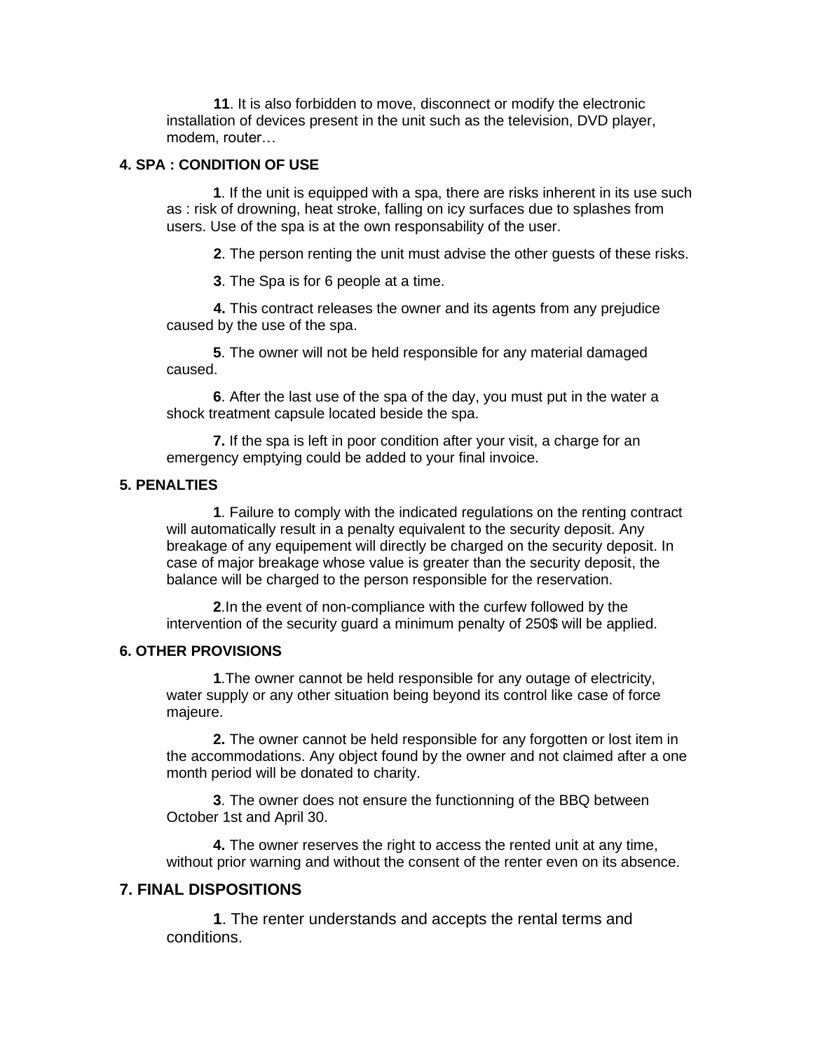**11**. It is also forbidden to move, disconnect or modify the electronic installation of devices present in the unit such as the television, DVD player, modem, router…

#### 4. SPA : CONDITION OF USE

**1**. If the unit is equipped with a spa, there are risks inherent in its use such as : risk of drowning, heat stroke, falling on icy surfaces due to splashes from users. Use of the spa is at the own responsability of the user.

**2**. The person renting the unit must advise the other guests of these risks.

**3**. The Spa is for 6 people at a time.

**4.** This contract releases the owner and its agents from any prejudice caused by the use of the spa.

**5**. The owner will not be held responsible for any material damaged caused.

**6**. After the last use of the spa of the day, you must put in the water a shock treatment capsule located beside the spa.

**7.** If the spa is left in poor condition after your visit, a charge for an emergency emptying could be added to your final invoice.

#### 5. PENALTIES

**1**. Failure to comply with the indicated regulations on the renting contract will automatically result in a penalty equivalent to the security deposit. Any breakage of any equipement will directly be charged on the security deposit. In case of major breakage whose value is greater than the security deposit, the balance will be charged to the person responsible for the reservation.

**2**.In the event of non-compliance with the curfew followed by the intervention of the security guard a minimum penalty of 250$ will be applied.

#### 6. OTHER PROVISIONS

**1**.The owner cannot be held responsible for any outage of electricity, water supply or any other situation being beyond its control like case of force majeure.

**2.** The owner cannot be held responsible for any forgotten or lost item in the accommodations. Any object found by the owner and not claimed after a one month period will be donated to charity.

**3**. The owner does not ensure the functionning of the BBQ between October 1st and April 30.

**4.** The owner reserves the right to access the rented unit at any time, without prior warning and without the consent of the renter even on its absence.

### 7. FINAL DISPOSITIONS

**1**. The renter understands and accepts the rental terms and conditions.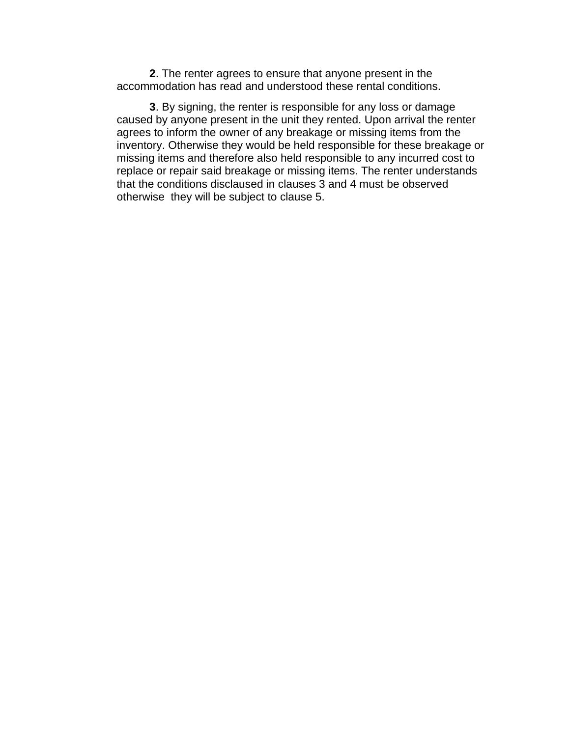**2**. The renter agrees to ensure that anyone present in the accommodation has read and understood these rental conditions.

**3**. By signing, the renter is responsible for any loss or damage caused by anyone present in the unit they rented. Upon arrival the renter agrees to inform the owner of any breakage or missing items from the inventory. Otherwise they would be held responsible for these breakage or missing items and therefore also held responsible to any incurred cost to replace or repair said breakage or missing items. The renter understands that the conditions disclaused in clauses 3 and 4 must be observed otherwise they will be subject to clause 5.